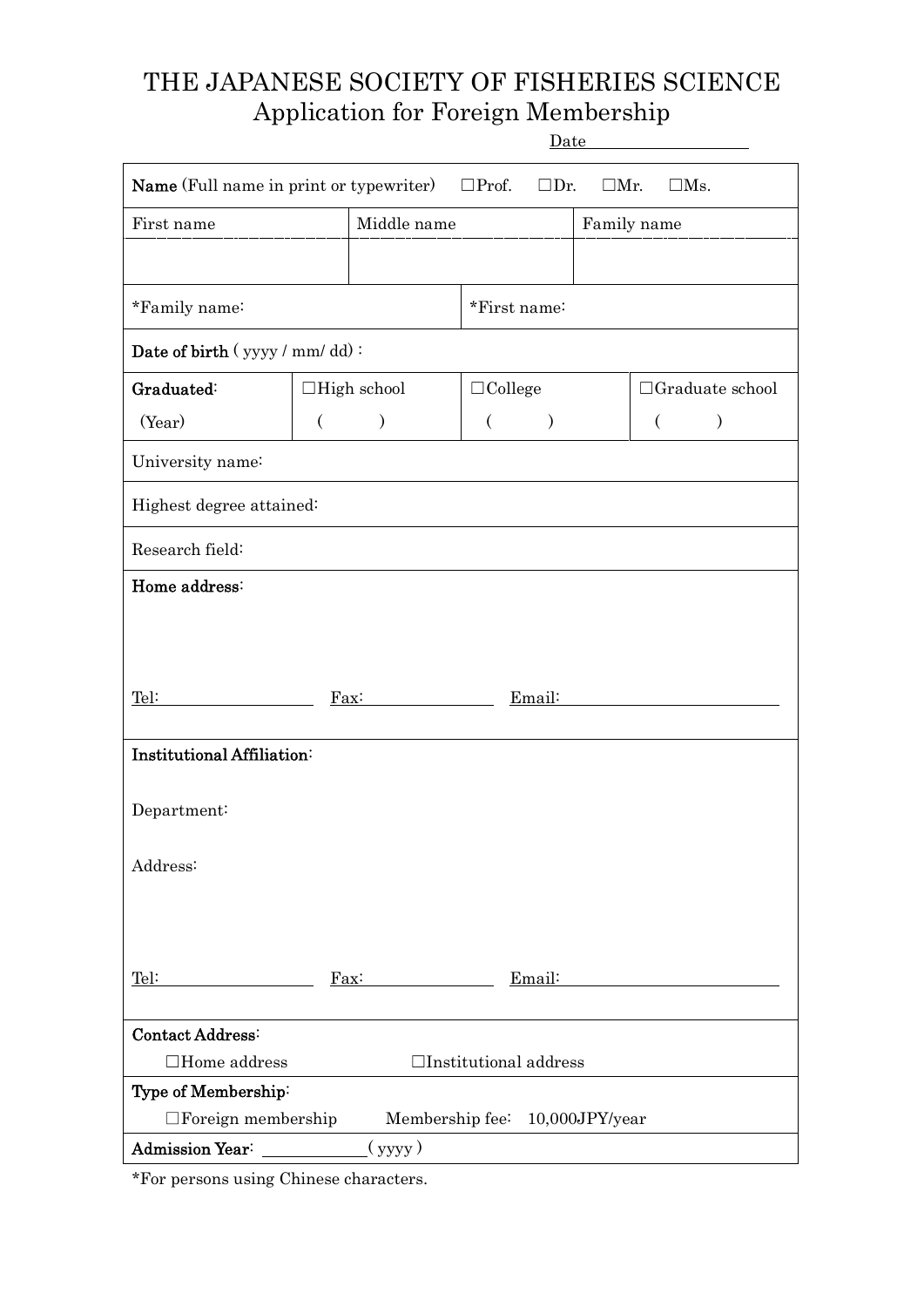# THE JAPANESE SOCIETY OF FISHERIES SCIENCE

## Application for Foreign Membership

Date ____________________

**Name** (Full name in print or typewriter) ☐Prof. ☐Dr. ☐Mr. ☐Ms.

| First name | Middle name | Family name |
|---|---|---|
| | | |

| *Family name: | *First name: |
|---|---|

**Date of birth** ( yyyy / mm/ dd) :

| **Graduated:** | ☐High school | ☐College | ☐Graduate school |
|---|---|---|---|
| (Year) | ( ) | ( ) | ( ) |

University name:

Highest degree attained:

Research field:

**Home address:**

Tel: ____________________ Fax: ____________________ Email: ____________________

**Institutional Affiliation:**

Department:

Address:

Tel: ____________________ Fax: ____________________ Email: ____________________

**Contact Address:**

☐Home address ☐Institutional address

**Type of Membership:**

☐Foreign membership Membership fee: 10,000JPY/year

**Admission Year:** ____________ ( yyyy )

*For persons using Chinese characters.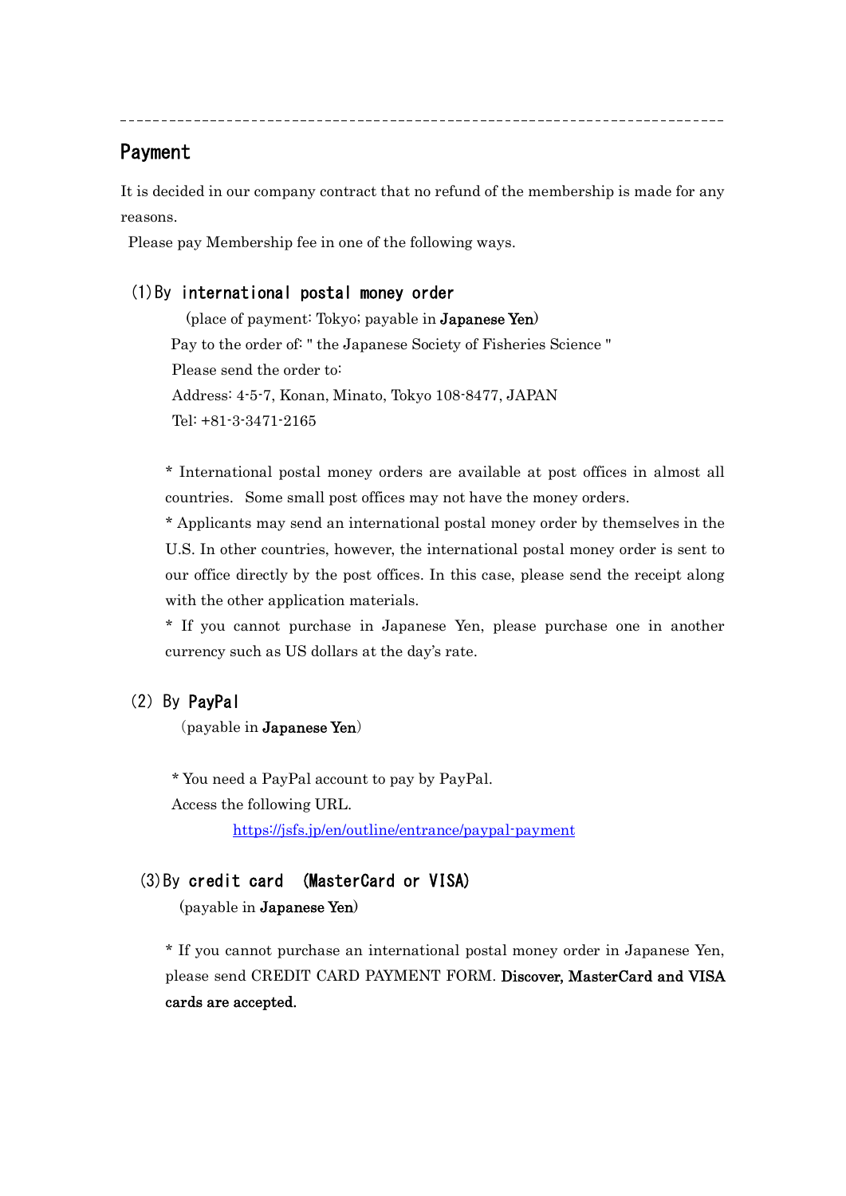---

## Payment

It is decided in our company contract that no refund of the membership is made for any reasons.

Please pay Membership fee in one of the following ways.

### (1) By international postal money order

(place of payment: Tokyo; payable in **Japanese Yen**)

Pay to the order of: " the Japanese Society of Fisheries Science "

Please send the order to:

Address: 4-5-7, Konan, Minato, Tokyo 108-8477, JAPAN

Tel: +81-3-3471-2165

* International postal money orders are available at post offices in almost all countries. Some small post offices may not have the money orders.

* Applicants may send an international postal money order by themselves in the U.S. In other countries, however, the international postal money order is sent to our office directly by the post offices. In this case, please send the receipt along with the other application materials.

* If you cannot purchase in Japanese Yen, please purchase one in another currency such as US dollars at the day's rate.

### (2) By PayPal

(payable in **Japanese Yen**)

* You need a PayPal account to pay by PayPal.

Access the following URL.

https://jsfs.jp/en/outline/entrance/paypal-payment

### (3) By credit card (MasterCard or VISA)

(payable in **Japanese Yen**)

* If you cannot purchase an international postal money order in Japanese Yen, please send CREDIT CARD PAYMENT FORM. **Discover, MasterCard and VISA cards are accepted.**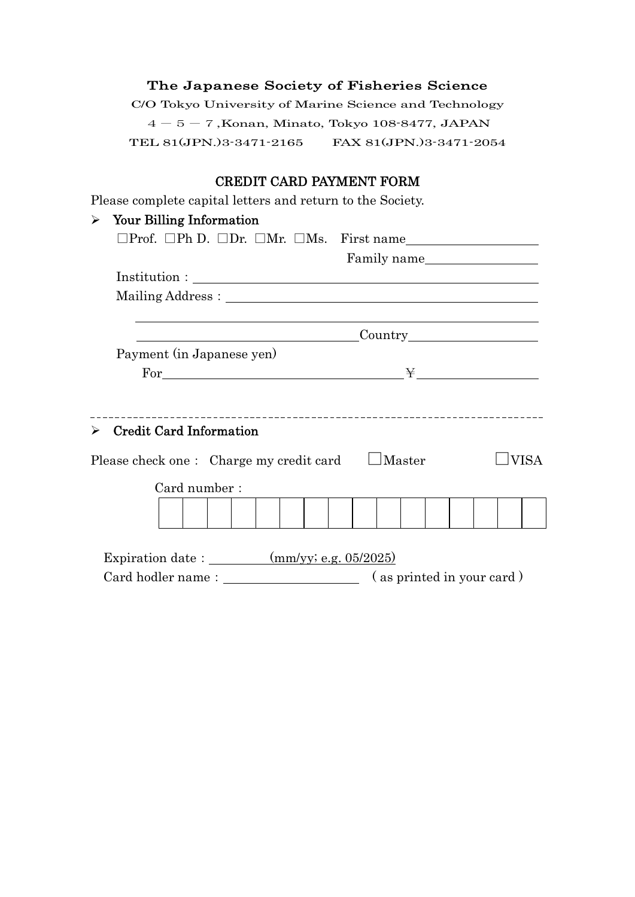**The Japanese Society of Fisheries Science**

C/O Tokyo University of Marine Science and Technology

4 − 5 − 7 ,Konan, Minato, Tokyo 108-8477, JAPAN

TEL 81(JPN.)3-3471-2165 FAX 81(JPN.)3-3471-2054

## CREDIT CARD PAYMENT FORM

Please complete capital letters and return to the Society.

- Your Billing Information

  □Prof. □Ph D. □Dr. □Mr. □Ms. First name\_\_\_\_\_\_\_\_\_\_\_\_\_\_\_\_\_\_\_\_

  Family name\_\_\_\_\_\_\_\_\_\_\_\_\_\_\_\_\_\_\_\_

  Institution : \_\_\_\_\_\_\_\_\_\_\_\_\_\_\_\_\_\_\_\_\_\_\_\_\_\_\_\_\_\_\_\_\_\_\_\_\_\_\_\_

  Mailing Address : \_\_\_\_\_\_\_\_\_\_\_\_\_\_\_\_\_\_\_\_\_\_\_\_\_\_\_\_\_\_\_\_\_\_\_\_\_\_\_\_

  \_\_\_\_\_\_\_\_\_\_\_\_\_\_\_\_\_\_\_\_\_\_\_\_\_\_\_\_\_\_\_\_\_\_\_\_\_\_\_\_\_\_\_\_\_\_\_\_\_\_\_\_

  \_\_\_\_\_\_\_\_\_\_\_\_\_\_\_\_\_\_\_\_\_\_\_\_\_\_\_\_Country\_\_\_\_\_\_\_\_\_\_\_\_\_\_\_\_\_\_\_\_

  Payment (in Japanese yen)

  For\_\_\_\_\_\_\_\_\_\_\_\_\_\_\_\_\_\_\_\_\_\_\_\_\_\_\_\_\_\_\_\_\_\_ ¥\_\_\_\_\_\_\_\_\_\_\_\_\_\_\_\_\_\_\_\_

---

- Credit Card Information

Please check one : Charge my credit card □Master □VISA

Card number :

| | | | | | | | | | | | | | | | |
|---|---|---|---|---|---|---|---|---|---|---|---|---|---|---|---|
| | | | | | | | | | | | | | | | |

Expiration date : \_\_\_\_\_\_\_\_\_\_ (mm/yy; e.g. 05/2025)

Card hodler name : \_\_\_\_\_\_\_\_\_\_\_\_\_\_\_\_\_\_\_\_ ( as printed in your card )